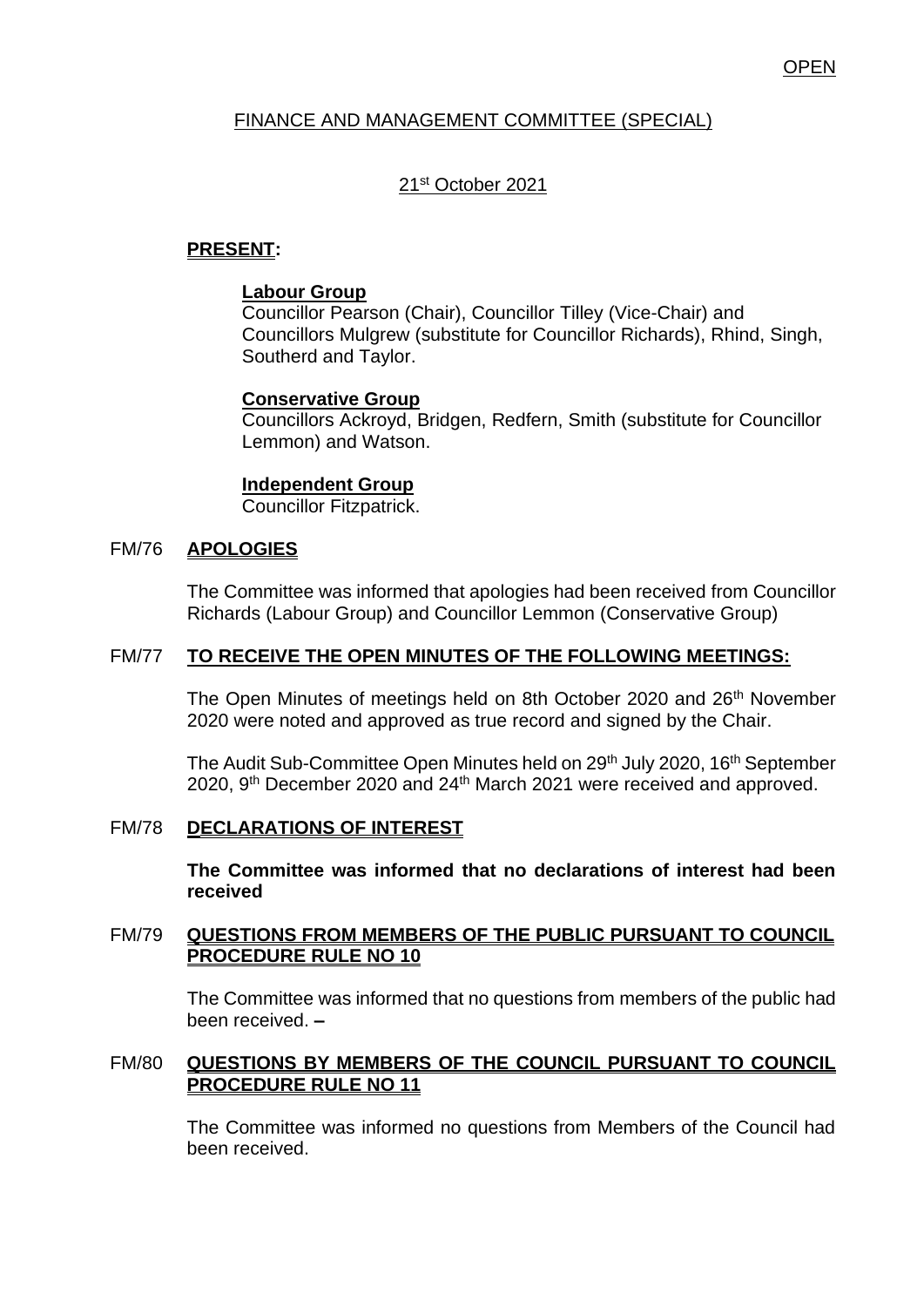OPEN

FINANCE AND MANAGEMENT COMMITTEE (SPECIAL)

21st October 2021

**PRESENT:**

**Labour Group**
Councillor Pearson (Chair), Councillor Tilley (Vice-Chair) and Councillors Mulgrew (substitute for Councillor Richards), Rhind, Singh, Southerd and Taylor.

**Conservative Group**
Councillors Ackroyd, Bridgen, Redfern, Smith (substitute for Councillor Lemmon) and Watson.

**Independent Group**
Councillor Fitzpatrick.

FM/76 **APOLOGIES**

The Committee was informed that apologies had been received from Councillor Richards (Labour Group) and Councillor Lemmon (Conservative Group)

FM/77 **TO RECEIVE THE OPEN MINUTES OF THE FOLLOWING MEETINGS:**

The Open Minutes of meetings held on 8th October 2020 and 26th November 2020 were noted and approved as true record and signed by the Chair.

The Audit Sub-Committee Open Minutes held on 29th July 2020, 16th September 2020, 9th December 2020 and 24th March 2021 were received and approved.

FM/78 **DECLARATIONS OF INTEREST**

**The Committee was informed that no declarations of interest had been received**

FM/79 **QUESTIONS FROM MEMBERS OF THE PUBLIC PURSUANT TO COUNCIL PROCEDURE RULE NO 10**

The Committee was informed that no questions from members of the public had been received. **–**

FM/80 **QUESTIONS BY MEMBERS OF THE COUNCIL PURSUANT TO COUNCIL PROCEDURE RULE NO 11**

The Committee was informed no questions from Members of the Council had been received.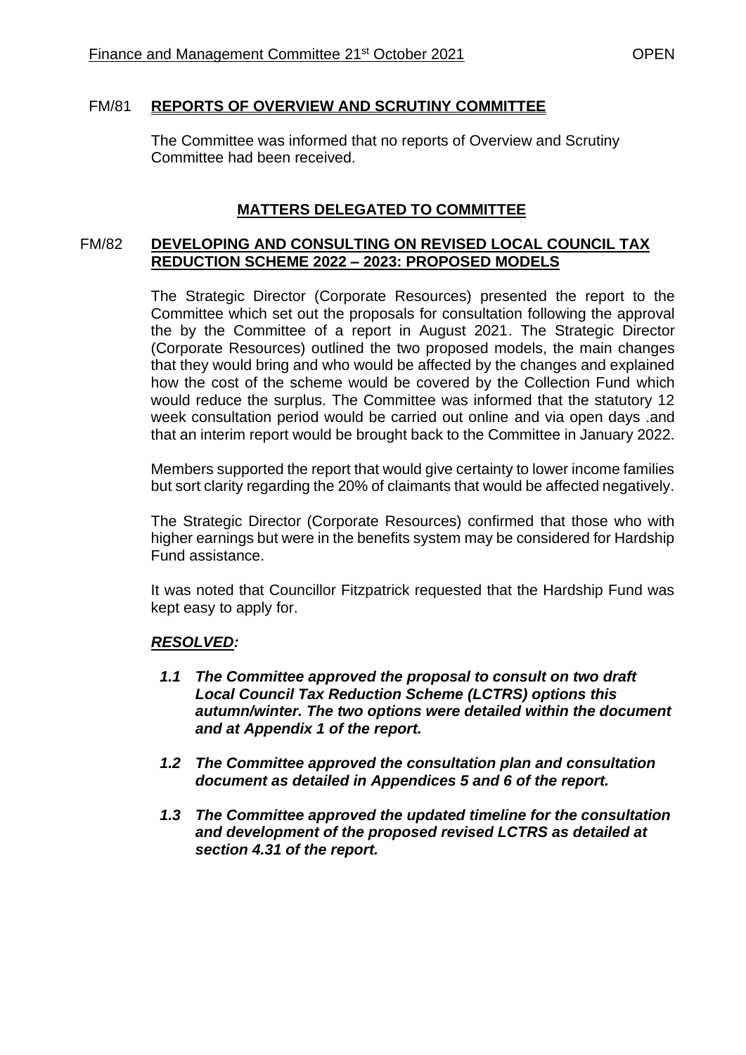## FM/81 **REPORTS OF OVERVIEW AND SCRUTINY COMMITTEE**

The Committee was informed that no reports of Overview and Scrutiny Committee had been received.

## **MATTERS DELEGATED TO COMMITTEE**

## FM/82 **DEVELOPING AND CONSULTING ON REVISED LOCAL COUNCIL TAX REDUCTION SCHEME 2022 – 2023: PROPOSED MODELS**

The Strategic Director (Corporate Resources) presented the report to the Committee which set out the proposals for consultation following the approval the by the Committee of a report in August 2021. The Strategic Director (Corporate Resources) outlined the two proposed models, the main changes that they would bring and who would be affected by the changes and explained how the cost of the scheme would be covered by the Collection Fund which would reduce the surplus. The Committee was informed that the statutory 12 week consultation period would be carried out online and via open days .and that an interim report would be brought back to the Committee in January 2022.

Members supported the report that would give certainty to lower income families but sort clarity regarding the 20% of claimants that would be affected negatively.

The Strategic Director (Corporate Resources) confirmed that those who with higher earnings but were in the benefits system may be considered for Hardship Fund assistance.

It was noted that Councillor Fitzpatrick requested that the Hardship Fund was kept easy to apply for.

***RESOLVED:***

***1.1 The Committee approved the proposal to consult on two draft Local Council Tax Reduction Scheme (LCTRS) options this autumn/winter. The two options were detailed within the document and at Appendix 1 of the report.***

***1.2 The Committee approved the consultation plan and consultation document as detailed in Appendices 5 and 6 of the report.***

***1.3 The Committee approved the updated timeline for the consultation and development of the proposed revised LCTRS as detailed at section 4.31 of the report.***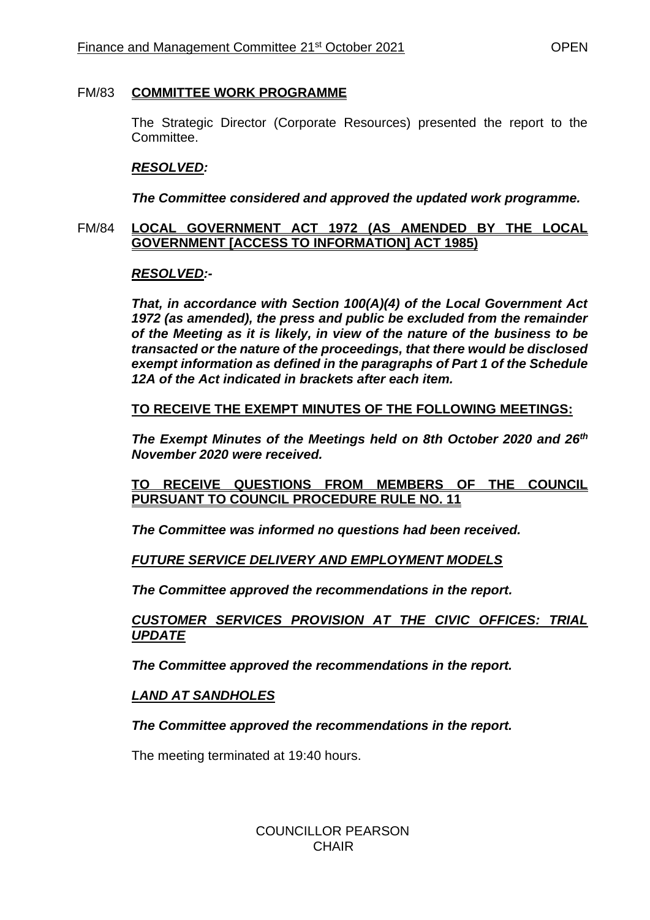FM/83 **COMMITTEE WORK PROGRAMME**

The Strategic Director (Corporate Resources) presented the report to the Committee.

***RESOLVED:***

***The Committee considered and approved the updated work programme.***

FM/84 **LOCAL GOVERNMENT ACT 1972 (AS AMENDED BY THE LOCAL GOVERNMENT [ACCESS TO INFORMATION] ACT 1985)**

***RESOLVED:-***

***That, in accordance with Section 100(A)(4) of the Local Government Act 1972 (as amended), the press and public be excluded from the remainder of the Meeting as it is likely, in view of the nature of the business to be transacted or the nature of the proceedings, that there would be disclosed exempt information as defined in the paragraphs of Part 1 of the Schedule 12A of the Act indicated in brackets after each item.***

**TO RECEIVE THE EXEMPT MINUTES OF THE FOLLOWING MEETINGS:**

***The Exempt Minutes of the Meetings held on 8th October 2020 and 26th November 2020 were received.***

**TO RECEIVE QUESTIONS FROM MEMBERS OF THE COUNCIL PURSUANT TO COUNCIL PROCEDURE RULE NO. 11**

***The Committee was informed no questions had been received.***

***FUTURE SERVICE DELIVERY AND EMPLOYMENT MODELS***

***The Committee approved the recommendations in the report.***

***CUSTOMER SERVICES PROVISION AT THE CIVIC OFFICES: TRIAL UPDATE***

***The Committee approved the recommendations in the report.***

***LAND AT SANDHOLES***

***The Committee approved the recommendations in the report.***

The meeting terminated at 19:40 hours.

COUNCILLOR PEARSON
CHAIR